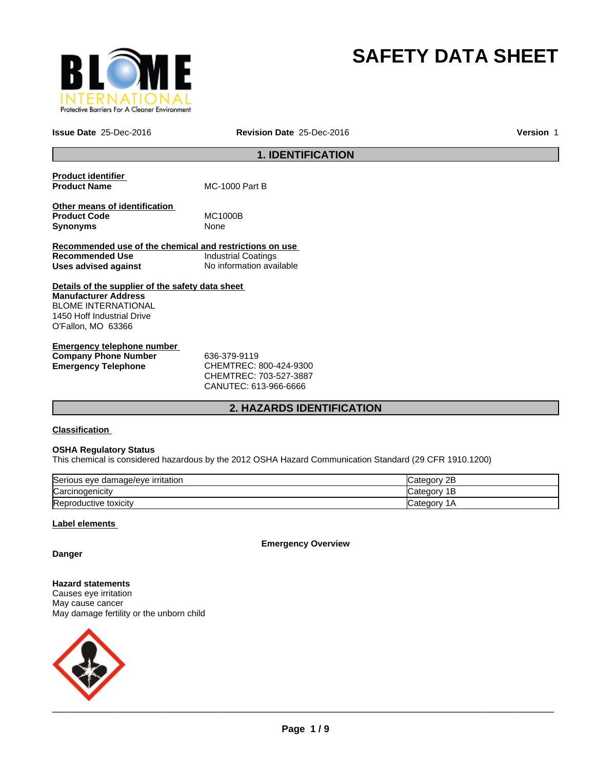# SAFETY DATA SHEET

**Issue Date** 25-Dec-2016 **Revision Date** 25-Dec-2016 **Version** 1

## 1. IDENTIFICATION

**Product identifier**

**Product Name** MC-1000 Part B

**Other means of identification**

**Product Code** MC1000B

**Synonyms** None

**Recommended use of the chemical and restrictions on use**

**Recommended Use** Industrial Coatings

**Uses advised against** No information available

**Details of the supplier of the safety data sheet**

**Manufacturer Address**

BLOME INTERNATIONAL
1450 Hoff Industrial Drive
O'Fallon, MO 63366

**Emergency telephone number**

**Company Phone Number** 636-379-9119

**Emergency Telephone** CHEMTREC: 800-424-9300
CHEMTREC: 703-527-3887
CANUTEC: 613-966-6666

## 2. HAZARDS IDENTIFICATION

**Classification**

**OSHA Regulatory Status**

This chemical is considered hazardous by the 2012 OSHA Hazard Communication Standard (29 CFR 1910.1200)

| | |
|---|---|
| Serious eye damage/eye irritation | Category 2B |
| Carcinogenicity | Category 1B |
| Reproductive toxicity | Category 1A |

**Label elements**

**Emergency Overview**

**Danger**

**Hazard statements**

Causes eye irritation
May cause cancer
May damage fertility or the unborn child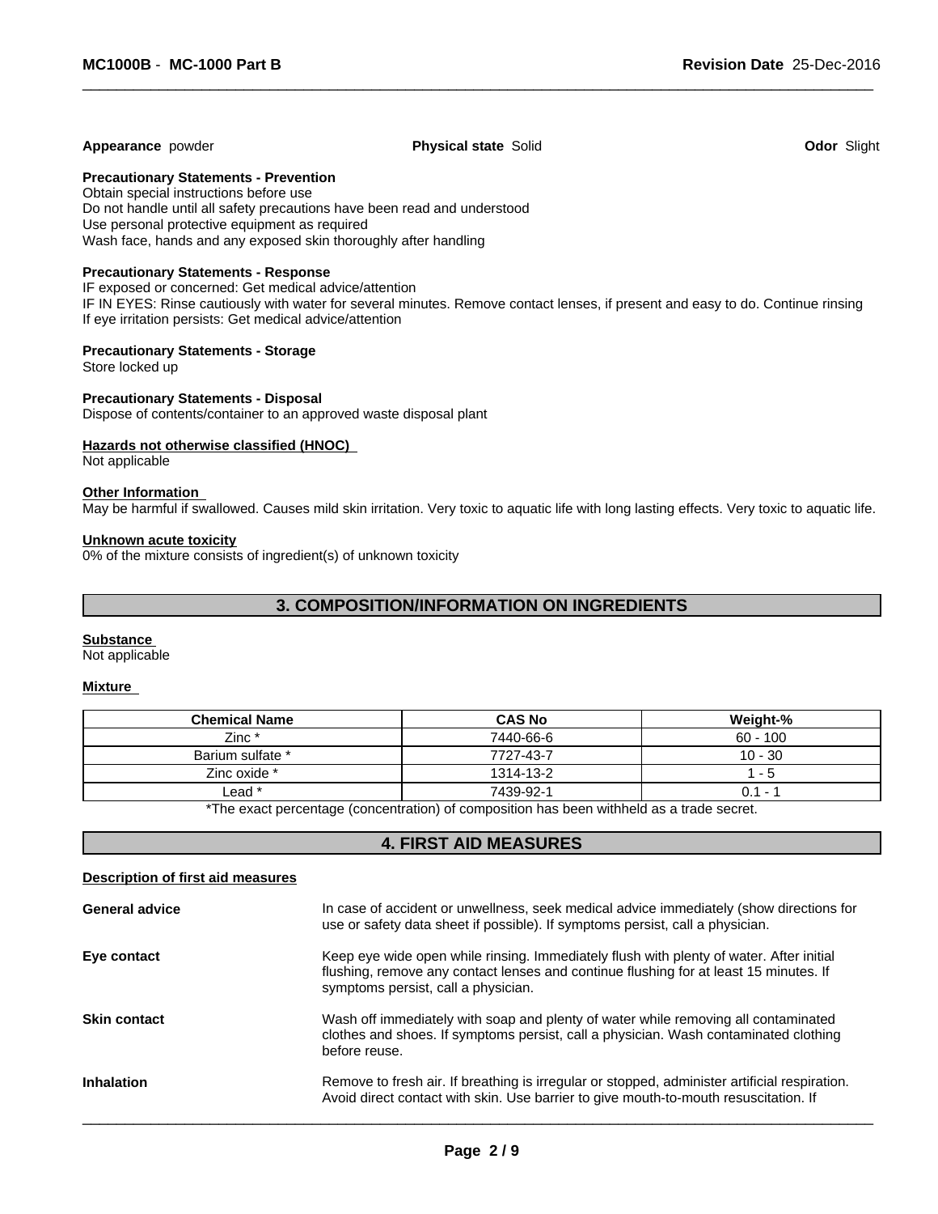**Appearance** powder **Physical state** Solid **Odor** Slight

**Precautionary Statements - Prevention**
Obtain special instructions before use
Do not handle until all safety precautions have been read and understood
Use personal protective equipment as required
Wash face, hands and any exposed skin thoroughly after handling

**Precautionary Statements - Response**
IF exposed or concerned: Get medical advice/attention
IF IN EYES: Rinse cautiously with water for several minutes. Remove contact lenses, if present and easy to do. Continue rinsing
If eye irritation persists: Get medical advice/attention

**Precautionary Statements - Storage**
Store locked up

**Precautionary Statements - Disposal**
Dispose of contents/container to an approved waste disposal plant

**Hazards not otherwise classified (HNOC)**
Not applicable

**Other Information**
May be harmful if swallowed. Causes mild skin irritation. Very toxic to aquatic life with long lasting effects. Very toxic to aquatic life.

**Unknown acute toxicity**
0% of the mixture consists of ingredient(s) of unknown toxicity

## 3. COMPOSITION/INFORMATION ON INGREDIENTS

**Substance**
Not applicable

**Mixture**

| Chemical Name | CAS No | Weight-% |
|---|---|---|
| Zinc * | 7440-66-6 | 60 - 100 |
| Barium sulfate * | 7727-43-7 | 10 - 30 |
| Zinc oxide * | 1314-13-2 | 1 - 5 |
| Lead * | 7439-92-1 | 0.1 - 1 |

*The exact percentage (concentration) of composition has been withheld as a trade secret.

## 4. FIRST AID MEASURES

**Description of first aid measures**

**General advice** In case of accident or unwellness, seek medical advice immediately (show directions for use or safety data sheet if possible). If symptoms persist, call a physician.

**Eye contact** Keep eye wide open while rinsing. Immediately flush with plenty of water. After initial flushing, remove any contact lenses and continue flushing for at least 15 minutes. If symptoms persist, call a physician.

**Skin contact** Wash off immediately with soap and plenty of water while removing all contaminated clothes and shoes. If symptoms persist, call a physician. Wash contaminated clothing before reuse.

**Inhalation** Remove to fresh air. If breathing is irregular or stopped, administer artificial respiration. Avoid direct contact with skin. Use barrier to give mouth-to-mouth resuscitation. If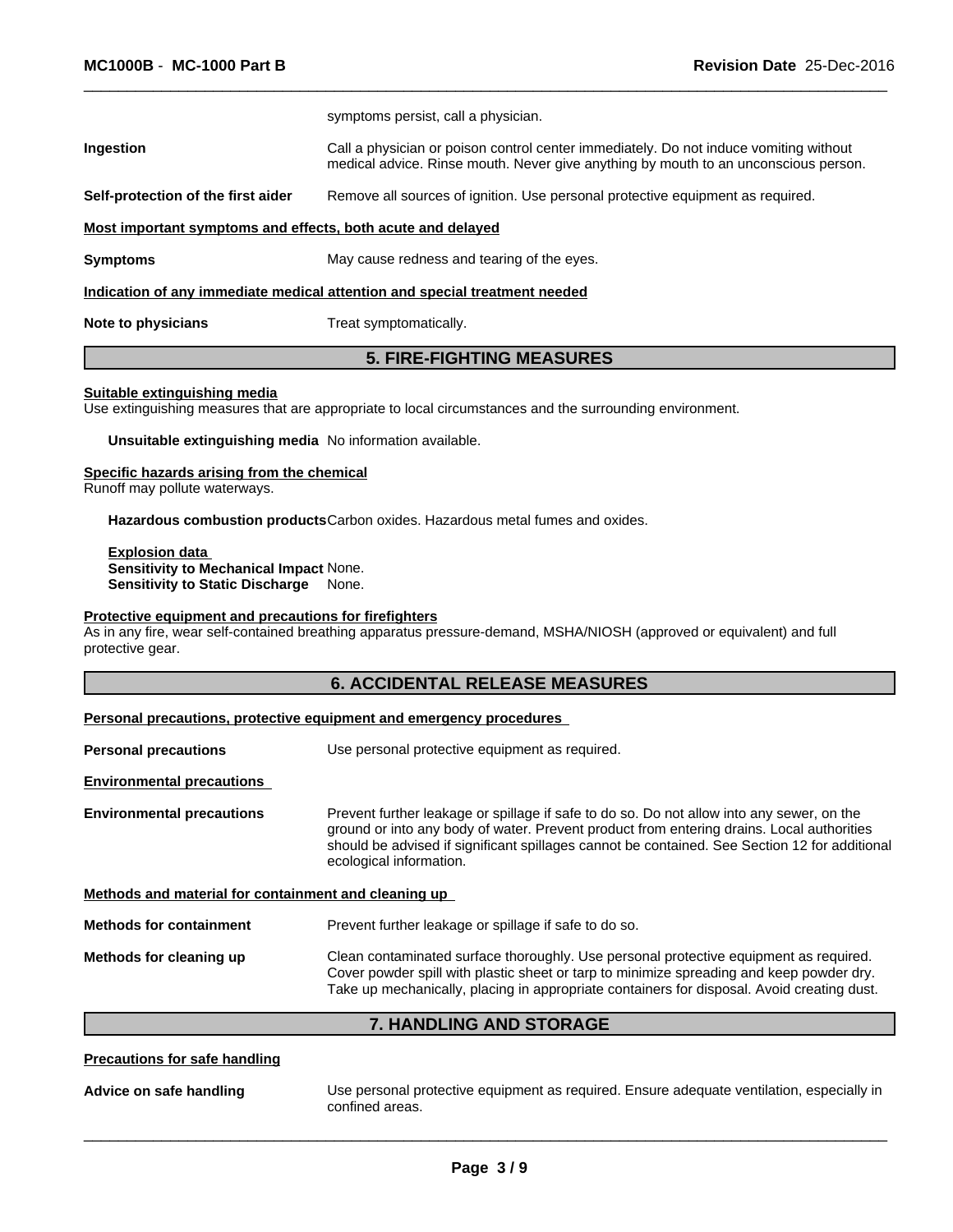symptoms persist, call a physician.

**Ingestion** Call a physician or poison control center immediately. Do not induce vomiting without medical advice. Rinse mouth. Never give anything by mouth to an unconscious person.

**Self-protection of the first aider** Remove all sources of ignition. Use personal protective equipment as required.

**Most important symptoms and effects, both acute and delayed**

**Symptoms** May cause redness and tearing of the eyes.

**Indication of any immediate medical attention and special treatment needed**

**Note to physicians** Treat symptomatically.

## 5. FIRE-FIGHTING MEASURES

**Suitable extinguishing media**

Use extinguishing measures that are appropriate to local circumstances and the surrounding environment.

**Unsuitable extinguishing media** No information available.

**Specific hazards arising from the chemical**

Runoff may pollute waterways.

**Hazardous combustion products** Carbon oxides. Hazardous metal fumes and oxides.

**Explosion data**
**Sensitivity to Mechanical Impact** None.
**Sensitivity to Static Discharge** None.

**Protective equipment and precautions for firefighters**

As in any fire, wear self-contained breathing apparatus pressure-demand, MSHA/NIOSH (approved or equivalent) and full protective gear.

## 6. ACCIDENTAL RELEASE MEASURES

**Personal precautions, protective equipment and emergency procedures**

**Personal precautions** Use personal protective equipment as required.

**Environmental precautions**

**Environmental precautions** Prevent further leakage or spillage if safe to do so. Do not allow into any sewer, on the ground or into any body of water. Prevent product from entering drains. Local authorities should be advised if significant spillages cannot be contained. See Section 12 for additional ecological information.

**Methods and material for containment and cleaning up**

**Methods for containment** Prevent further leakage or spillage if safe to do so.

**Methods for cleaning up** Clean contaminated surface thoroughly. Use personal protective equipment as required. Cover powder spill with plastic sheet or tarp to minimize spreading and keep powder dry. Take up mechanically, placing in appropriate containers for disposal. Avoid creating dust.

## 7. HANDLING AND STORAGE

**Precautions for safe handling**

**Advice on safe handling** Use personal protective equipment as required. Ensure adequate ventilation, especially in confined areas.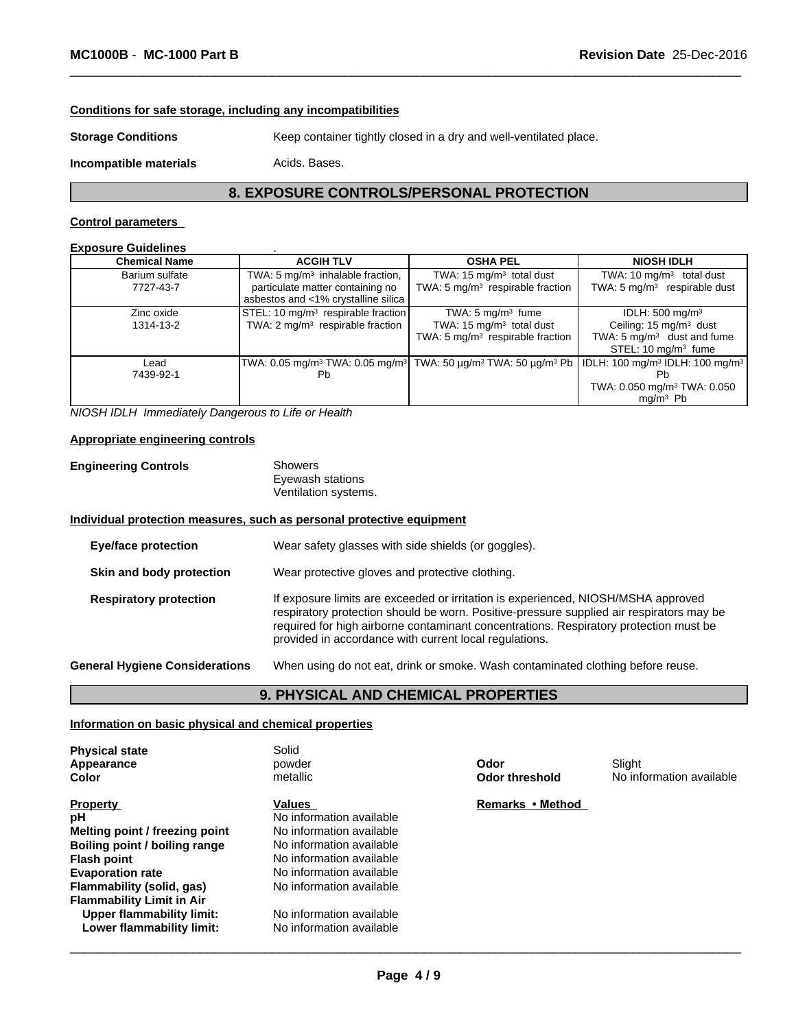**Conditions for safe storage, including any incompatibilities**

**Storage Conditions** Keep container tightly closed in a dry and well-ventilated place.

**Incompatible materials** Acids. Bases.

## 8. EXPOSURE CONTROLS/PERSONAL PROTECTION

**Control parameters**

**Exposure Guidelines** .

| Chemical Name | ACGIH TLV | OSHA PEL | NIOSH IDLH |
|---|---|---|---|
| Barium sulfate 7727-43-7 | TWA: 5 mg/m³ inhalable fraction, particulate matter containing no asbestos and <1% crystalline silica | TWA: 15 mg/m³ total dust TWA: 5 mg/m³ respirable fraction | TWA: 10 mg/m³ total dust TWA: 5 mg/m³ respirable dust |
| Zinc oxide 1314-13-2 | STEL: 10 mg/m³ respirable fraction TWA: 2 mg/m³ respirable fraction | TWA: 5 mg/m³ fume TWA: 15 mg/m³ total dust TWA: 5 mg/m³ respirable fraction | IDLH: 500 mg/m³ Ceiling: 15 mg/m³ dust TWA: 5 mg/m³ dust and fume STEL: 10 mg/m³ fume |
| Lead 7439-92-1 | TWA: 0.05 mg/m³ TWA: 0.05 mg/m³ Pb | TWA: 50 µg/m³ TWA: 50 µg/m³ Pb | IDLH: 100 mg/m³ IDLH: 100 mg/m³ Pb TWA: 0.050 mg/m³ TWA: 0.050 mg/m³ Pb |

*NIOSH IDLH Immediately Dangerous to Life or Health*

**Appropriate engineering controls**

**Engineering Controls** Showers
Eyewash stations
Ventilation systems.

**Individual protection measures, such as personal protective equipment**

**Eye/face protection** Wear safety glasses with side shields (or goggles).

**Skin and body protection** Wear protective gloves and protective clothing.

**Respiratory protection** If exposure limits are exceeded or irritation is experienced, NIOSH/MSHA approved respiratory protection should be worn. Positive-pressure supplied air respirators may be required for high airborne contaminant concentrations. Respiratory protection must be provided in accordance with current local regulations.

**General Hygiene Considerations** When using do not eat, drink or smoke. Wash contaminated clothing before reuse.

## 9. PHYSICAL AND CHEMICAL PROPERTIES

**Information on basic physical and chemical properties**

**Physical state** Solid
**Appearance** powder
**Color** metallic
**Odor** Slight
**Odor threshold** No information available

| Property | Values | Remarks • Method |
|---|---|---|
| **pH** | No information available | |
| **Melting point / freezing point** | No information available | |
| **Boiling point / boiling range** | No information available | |
| **Flash point** | No information available | |
| **Evaporation rate** | No information available | |
| **Flammability (solid, gas)** | No information available | |
| **Flammability Limit in Air** | | |
| **Upper flammability limit:** | No information available | |
| **Lower flammability limit:** | No information available | |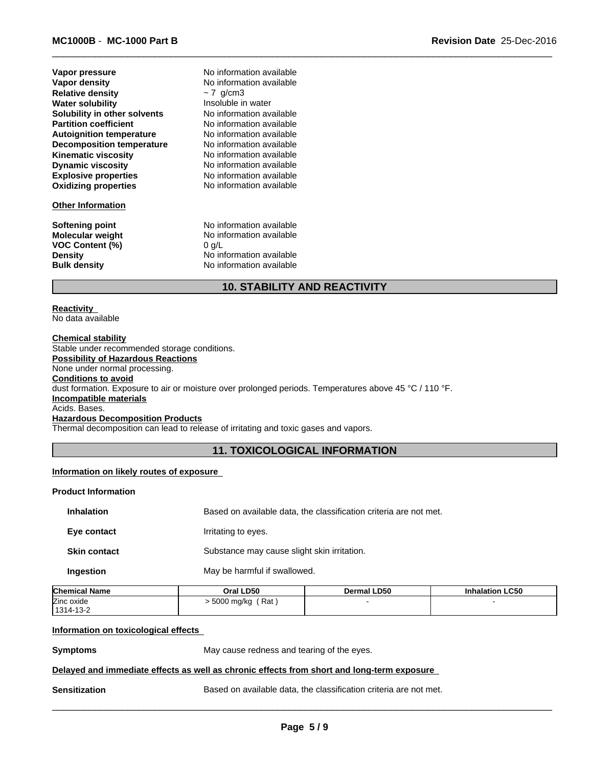| | |
|---|---|
| **Vapor pressure** | No information available |
| **Vapor density** | No information available |
| **Relative density** | ~ 7 g/cm3 |
| **Water solubility** | Insoluble in water |
| **Solubility in other solvents** | No information available |
| **Partition coefficient** | No information available |
| **Autoignition temperature** | No information available |
| **Decomposition temperature** | No information available |
| **Kinematic viscosity** | No information available |
| **Dynamic viscosity** | No information available |
| **Explosive properties** | No information available |
| **Oxidizing properties** | No information available |

**Other Information**

| | |
|---|---|
| **Softening point** | No information available |
| **Molecular weight** | No information available |
| **VOC Content (%)** | 0 g/L |
| **Density** | No information available |
| **Bulk density** | No information available |

## 10. STABILITY AND REACTIVITY

**Reactivity**
No data available

**Chemical stability**
Stable under recommended storage conditions.

**Possibility of Hazardous Reactions**
None under normal processing.

**Conditions to avoid**
dust formation. Exposure to air or moisture over prolonged periods. Temperatures above 45 °C / 110 °F.

**Incompatible materials**
Acids. Bases.

**Hazardous Decomposition Products**
Thermal decomposition can lead to release of irritating and toxic gases and vapors.

## 11. TOXICOLOGICAL INFORMATION

**Information on likely routes of exposure**

**Product Information**

| | |
|---|---|
| **Inhalation** | Based on available data, the classification criteria are not met. |
| **Eye contact** | Irritating to eyes. |
| **Skin contact** | Substance may cause slight skin irritation. |
| **Ingestion** | May be harmful if swallowed. |

| Chemical Name | Oral LD50 | Dermal LD50 | Inhalation LC50 |
|---|---|---|---|
| Zinc oxide<br>1314-13-2 | > 5000 mg/kg ( Rat ) | - | - |

**Information on toxicological effects**

**Symptoms** May cause redness and tearing of the eyes.

**Delayed and immediate effects as well as chronic effects from short and long-term exposure**

**Sensitization** Based on available data, the classification criteria are not met.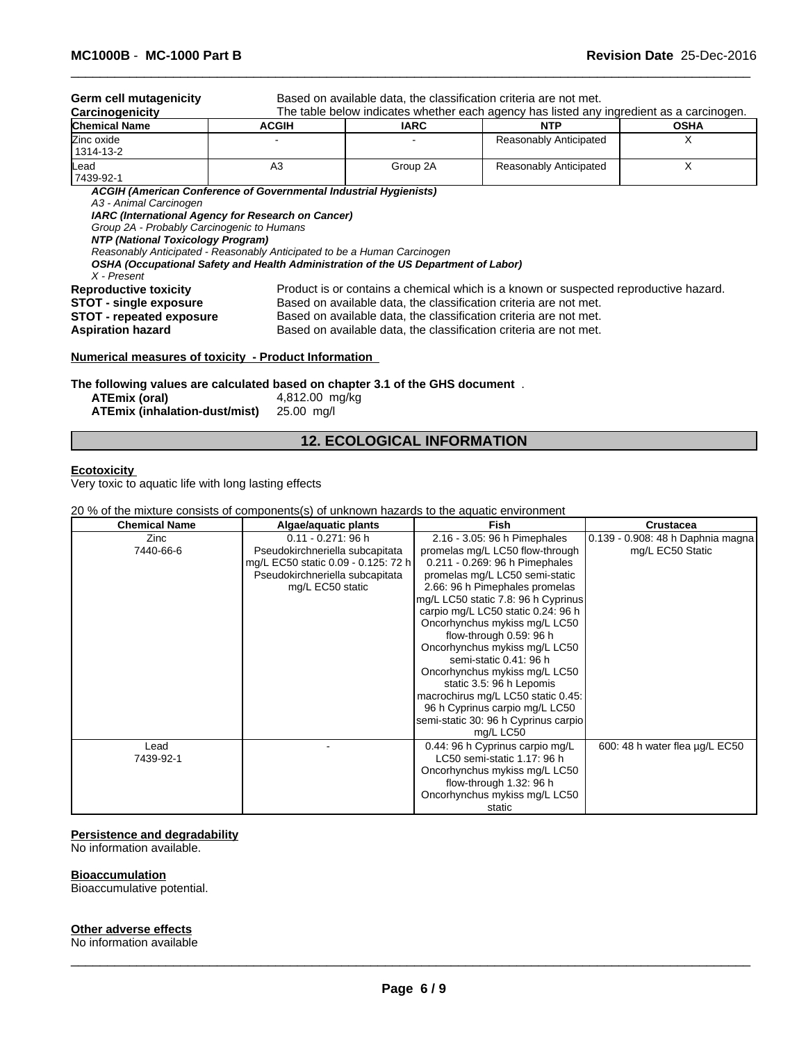**Germ cell mutagenicity** Based on available data, the classification criteria are not met.

**Carcinogenicity** The table below indicates whether each agency has listed any ingredient as a carcinogen.

| Chemical Name | ACGIH | IARC | NTP | OSHA |
|---|---|---|---|---|
| Zinc oxide 1314-13-2 | - | - | Reasonably Anticipated | X |
| Lead 7439-92-1 | A3 | Group 2A | Reasonably Anticipated | X |

***ACGIH (American Conference of Governmental Industrial Hygienists)***
*A3 - Animal Carcinogen*
***IARC (International Agency for Research on Cancer)***
*Group 2A - Probably Carcinogenic to Humans*
***NTP (National Toxicology Program)***
*Reasonably Anticipated - Reasonably Anticipated to be a Human Carcinogen*
***OSHA (Occupational Safety and Health Administration of the US Department of Labor)***
*X - Present*

**Reproductive toxicity** Product is or contains a chemical which is a known or suspected reproductive hazard.
**STOT - single exposure** Based on available data, the classification criteria are not met.
**STOT - repeated exposure** Based on available data, the classification criteria are not met.
**Aspiration hazard** Based on available data, the classification criteria are not met.

**Numerical measures of toxicity - Product Information**

**The following values are calculated based on chapter 3.1 of the GHS document** .

**ATEmix (oral)** 4,812.00 mg/kg
**ATEmix (inhalation-dust/mist)** 25.00 mg/l

## 12. ECOLOGICAL INFORMATION

**Ecotoxicity**

Very toxic to aquatic life with long lasting effects

20 % of the mixture consists of components(s) of unknown hazards to the aquatic environment

| Chemical Name | Algae/aquatic plants | Fish | Crustacea |
|---|---|---|---|
| Zinc 7440-66-6 | 0.11 - 0.271: 96 h Pseudokirchneriella subcapitata mg/L EC50 static 0.09 - 0.125: 72 h Pseudokirchneriella subcapitata mg/L EC50 static | 2.16 - 3.05: 96 h Pimephales promelas mg/L LC50 flow-through 0.211 - 0.269: 96 h Pimephales promelas mg/L LC50 semi-static 2.66: 96 h Pimephales promelas mg/L LC50 static 7.8: 96 h Cyprinus carpio mg/L LC50 static 0.24: 96 h Oncorhynchus mykiss mg/L LC50 flow-through 0.59: 96 h Oncorhynchus mykiss mg/L LC50 semi-static 0.41: 96 h Oncorhynchus mykiss mg/L LC50 static 3.5: 96 h Lepomis macrochirus mg/L LC50 static 0.45: 96 h Cyprinus carpio mg/L LC50 semi-static 30: 96 h Cyprinus carpio mg/L LC50 | 0.139 - 0.908: 48 h Daphnia magna mg/L EC50 Static |
| Lead 7439-92-1 | - | 0.44: 96 h Cyprinus carpio mg/L LC50 semi-static 1.17: 96 h Oncorhynchus mykiss mg/L LC50 flow-through 1.32: 96 h Oncorhynchus mykiss mg/L LC50 static | 600: 48 h water flea µg/L EC50 |

**Persistence and degradability**

No information available.

**Bioaccumulation**

Bioaccumulative potential.

**Other adverse effects**

No information available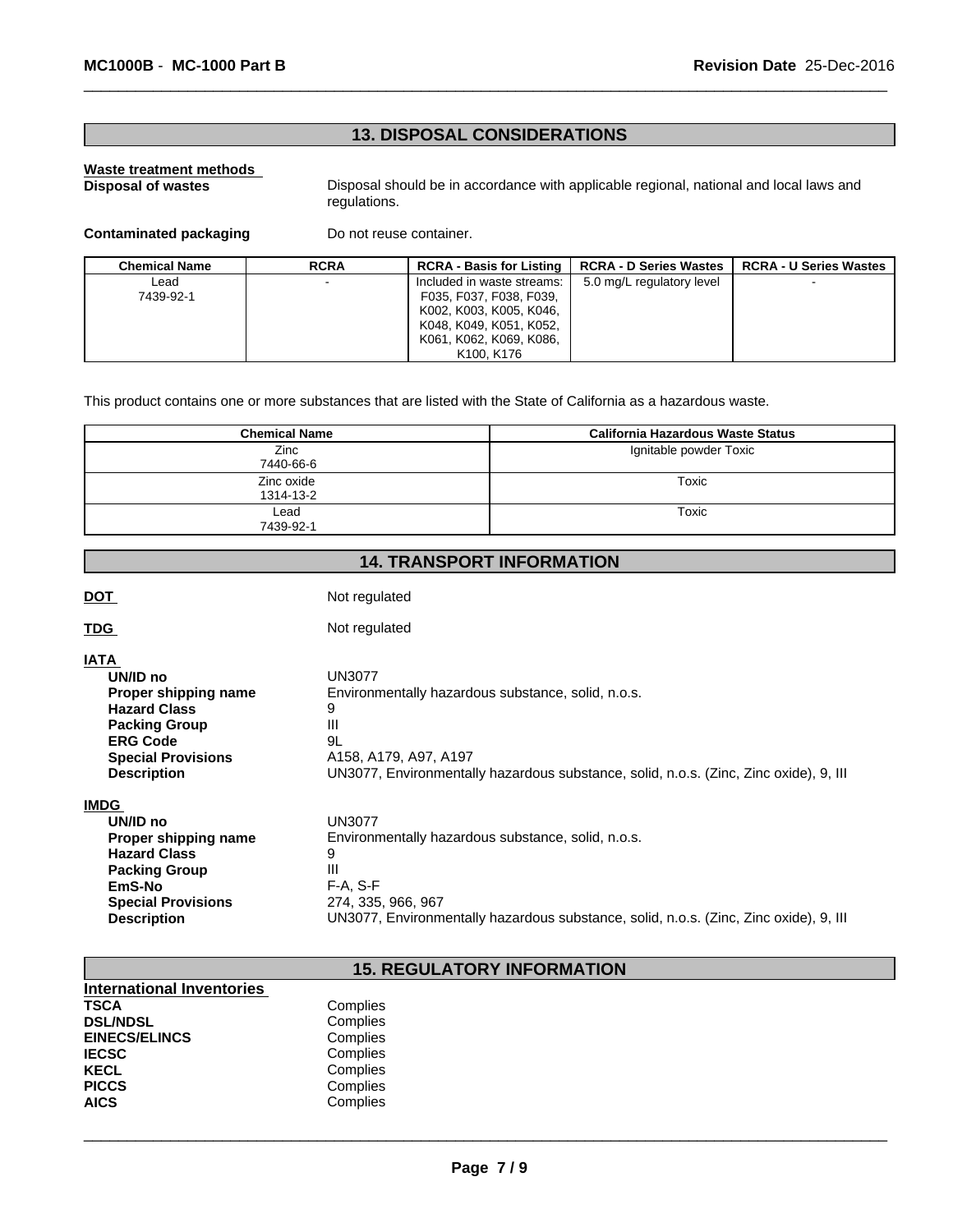## 13. DISPOSAL CONSIDERATIONS

**Waste treatment methods**

**Disposal of wastes** Disposal should be in accordance with applicable regional, national and local laws and regulations.

**Contaminated packaging** Do not reuse container.

| Chemical Name | RCRA | RCRA - Basis for Listing | RCRA - D Series Wastes | RCRA - U Series Wastes |
|---|---|---|---|---|
| Lead<br>7439-92-1 | - | Included in waste streams: F035, F037, F038, F039, K002, K003, K005, K046, K048, K049, K051, K052, K061, K062, K069, K086, K100, K176 | 5.0 mg/L regulatory level | - |

This product contains one or more substances that are listed with the State of California as a hazardous waste.

| Chemical Name | California Hazardous Waste Status |
|---|---|
| Zinc<br>7440-66-6 | Ignitable powder Toxic |
| Zinc oxide<br>1314-13-2 | Toxic |
| Lead<br>7439-92-1 | Toxic |

## 14. TRANSPORT INFORMATION

**DOT** Not regulated

**TDG** Not regulated

**IATA**

**UN/ID no** UN3077
**Proper shipping name** Environmentally hazardous substance, solid, n.o.s.
**Hazard Class** 9
**Packing Group** III
**ERG Code** 9L
**Special Provisions** A158, A179, A97, A197
**Description** UN3077, Environmentally hazardous substance, solid, n.o.s. (Zinc, Zinc oxide), 9, III

**IMDG**

**UN/ID no** UN3077
**Proper shipping name** Environmentally hazardous substance, solid, n.o.s.
**Hazard Class** 9
**Packing Group** III
**EmS-No** F-A, S-F
**Special Provisions** 274, 335, 966, 967
**Description** UN3077, Environmentally hazardous substance, solid, n.o.s. (Zinc, Zinc oxide), 9, III

## 15. REGULATORY INFORMATION

**International Inventories**

**TSCA** Complies
**DSL/NDSL** Complies
**EINECS/ELINCS** Complies
**IECSC** Complies
**KECL** Complies
**PICCS** Complies
**AICS** Complies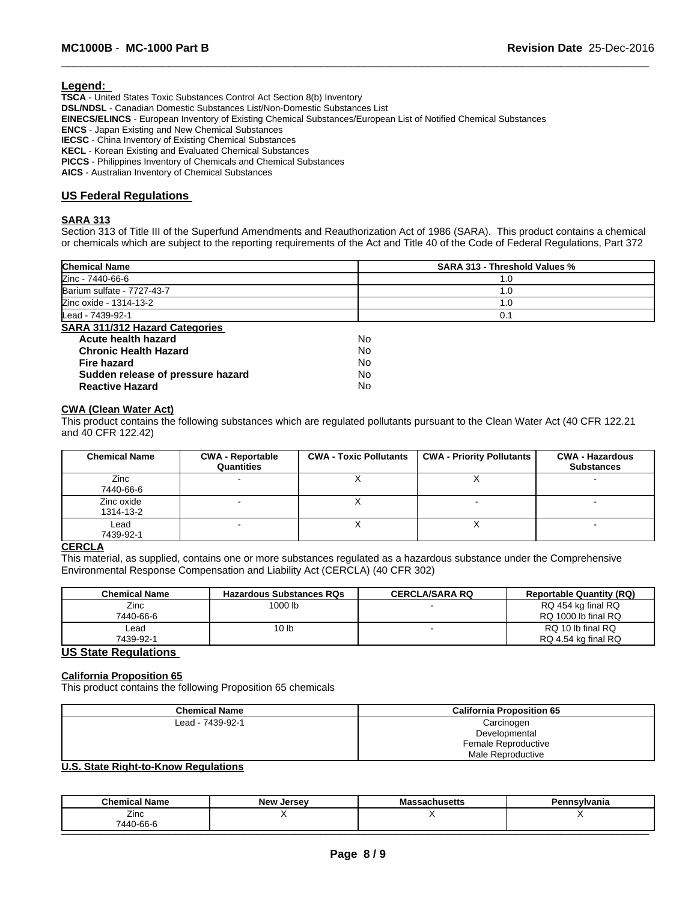## Legend:

**TSCA** - United States Toxic Substances Control Act Section 8(b) Inventory
**DSL/NDSL** - Canadian Domestic Substances List/Non-Domestic Substances List
**EINECS/ELINCS** - European Inventory of Existing Chemical Substances/European List of Notified Chemical Substances
**ENCS** - Japan Existing and New Chemical Substances
**IECSC** - China Inventory of Existing Chemical Substances
**KECL** - Korean Existing and Evaluated Chemical Substances
**PICCS** - Philippines Inventory of Chemicals and Chemical Substances
**AICS** - Australian Inventory of Chemical Substances

## US Federal Regulations

### SARA 313

Section 313 of Title III of the Superfund Amendments and Reauthorization Act of 1986 (SARA). This product contains a chemical or chemicals which are subject to the reporting requirements of the Act and Title 40 of the Code of Federal Regulations, Part 372

| Chemical Name | SARA 313 - Threshold Values % |
|---|---|
| Zinc - 7440-66-6 | 1.0 |
| Barium sulfate - 7727-43-7 | 1.0 |
| Zinc oxide - 1314-13-2 | 1.0 |
| Lead - 7439-92-1 | 0.1 |

### SARA 311/312 Hazard Categories

| | |
|---|---|
| **Acute health hazard** | No |
| **Chronic Health Hazard** | No |
| **Fire hazard** | No |
| **Sudden release of pressure hazard** | No |
| **Reactive Hazard** | No |

### CWA (Clean Water Act)

This product contains the following substances which are regulated pollutants pursuant to the Clean Water Act (40 CFR 122.21 and 40 CFR 122.42)

| Chemical Name | CWA - Reportable Quantities | CWA - Toxic Pollutants | CWA - Priority Pollutants | CWA - Hazardous Substances |
|---|---|---|---|---|
| Zinc 7440-66-6 | - | X | X | - |
| Zinc oxide 1314-13-2 | - | X | - | - |
| Lead 7439-92-1 | - | X | X | - |

### CERCLA

This material, as supplied, contains one or more substances regulated as a hazardous substance under the Comprehensive Environmental Response Compensation and Liability Act (CERCLA) (40 CFR 302)

| Chemical Name | Hazardous Substances RQs | CERCLA/SARA RQ | Reportable Quantity (RQ) |
|---|---|---|---|
| Zinc 7440-66-6 | 1000 lb | - | RQ 454 kg final RQ<br>RQ 1000 lb final RQ |
| Lead 7439-92-1 | 10 lb | - | RQ 10 lb final RQ<br>RQ 4.54 kg final RQ |

## US State Regulations

### California Proposition 65

This product contains the following Proposition 65 chemicals

| Chemical Name | California Proposition 65 |
|---|---|
| Lead - 7439-92-1 | Carcinogen<br>Developmental<br>Female Reproductive<br>Male Reproductive |

### U.S. State Right-to-Know Regulations

| Chemical Name | New Jersey | Massachusetts | Pennsylvania |
|---|---|---|---|
| Zinc 7440-66-6 | X | X | X |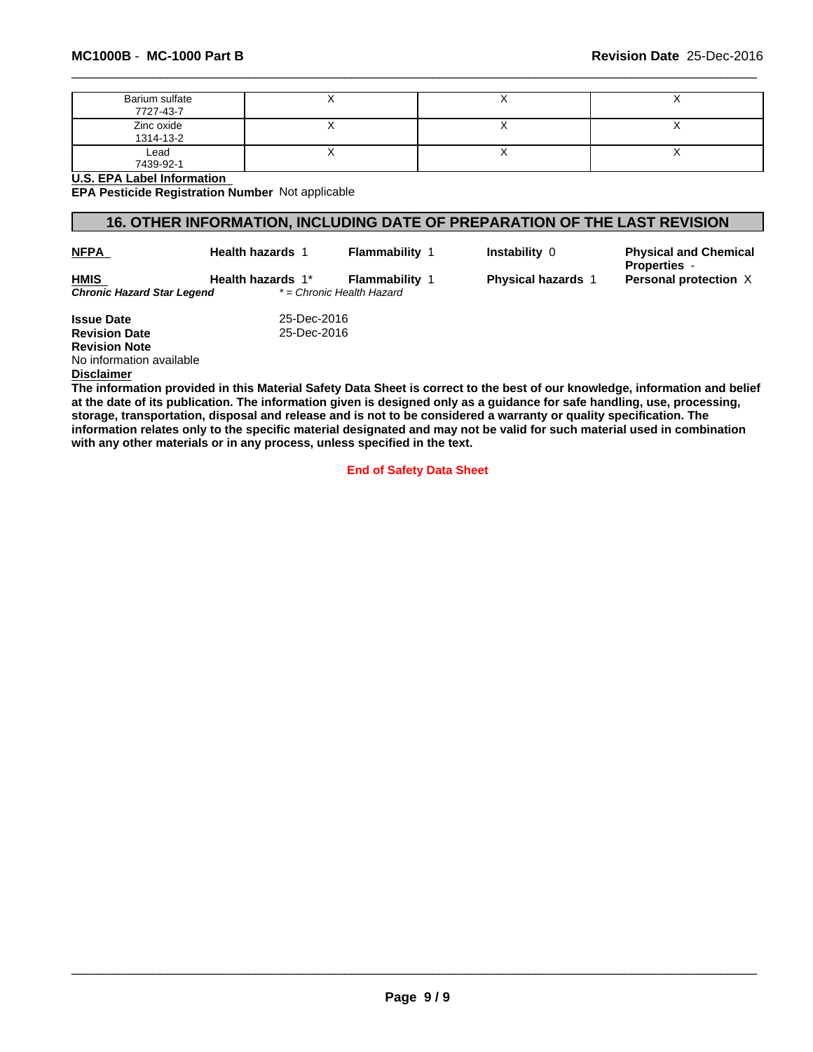| | | | |
|---|---|---|---|
| Barium sulfate 7727-43-7 | X | X | X |
| Zinc oxide 1314-13-2 | X | X | X |
| Lead 7439-92-1 | X | X | X |

**U.S. EPA Label Information**

**EPA Pesticide Registration Number** Not applicable

## 16. OTHER INFORMATION, INCLUDING DATE OF PREPARATION OF THE LAST REVISION

| | | | | |
|---|---|---|---|---|
| **NFPA** | **Health hazards** 1 | **Flammability** 1 | **Instability** 0 | **Physical and Chemical Properties** - |
| **HMIS** | **Health hazards** 1* | **Flammability** 1 | **Physical hazards** 1 | **Personal protection** X |

***Chronic Hazard Star Legend*** *\* = Chronic Health Hazard*

**Issue Date** 25-Dec-2016

**Revision Date** 25-Dec-2016

**Revision Note**

No information available

**Disclaimer**

**The information provided in this Material Safety Data Sheet is correct to the best of our knowledge, information and belief at the date of its publication. The information given is designed only as a guidance for safe handling, use, processing, storage, transportation, disposal and release and is not to be considered a warranty or quality specification. The information relates only to the specific material designated and may not be valid for such material used in combination with any other materials or in any process, unless specified in the text.**

**End of Safety Data Sheet**